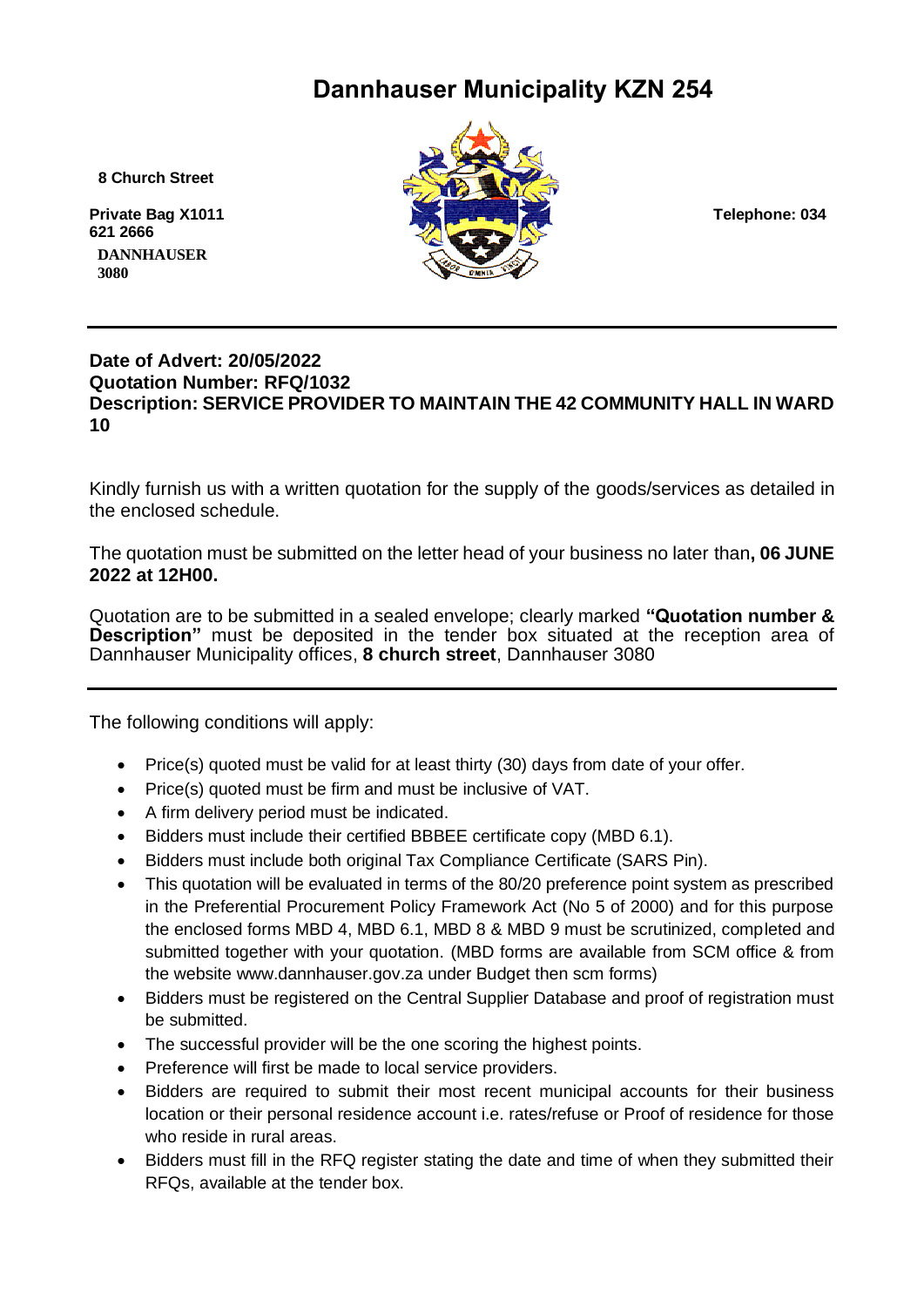# Dannhauser Municipality KZN 254

**8 Church Street**

**Private Bag X1011**
**DANNHAUSER**
**3080**

**Telephone: 034 621 2666**

---

**Date of Advert: 20/05/2022**
**Quotation Number: RFQ/1032**
**Description: SERVICE PROVIDER TO MAINTAIN THE 42 COMMUNITY HALL IN WARD 10**

Kindly furnish us with a written quotation for the supply of the goods/services as detailed in the enclosed schedule.

The quotation must be submitted on the letter head of your business no later than**, 06 JUNE 2022 at 12H00.**

Quotation are to be submitted in a sealed envelope; clearly marked **"Quotation number & Description"** must be deposited in the tender box situated at the reception area of Dannhauser Municipality offices, **8 church street**, Dannhauser 3080

---

The following conditions will apply:

- Price(s) quoted must be valid for at least thirty (30) days from date of your offer.
- Price(s) quoted must be firm and must be inclusive of VAT.
- A firm delivery period must be indicated.
- Bidders must include their certified BBBEE certificate copy (MBD 6.1).
- Bidders must include both original Tax Compliance Certificate (SARS Pin).
- This quotation will be evaluated in terms of the 80/20 preference point system as prescribed in the Preferential Procurement Policy Framework Act (No 5 of 2000) and for this purpose the enclosed forms MBD 4, MBD 6.1, MBD 8 & MBD 9 must be scrutinized, completed and submitted together with your quotation. (MBD forms are available from SCM office & from the website www.dannhauser.gov.za under Budget then scm forms)
- Bidders must be registered on the Central Supplier Database and proof of registration must be submitted.
- The successful provider will be the one scoring the highest points.
- Preference will first be made to local service providers.
- Bidders are required to submit their most recent municipal accounts for their business location or their personal residence account i.e. rates/refuse or Proof of residence for those who reside in rural areas.
- Bidders must fill in the RFQ register stating the date and time of when they submitted their RFQs, available at the tender box.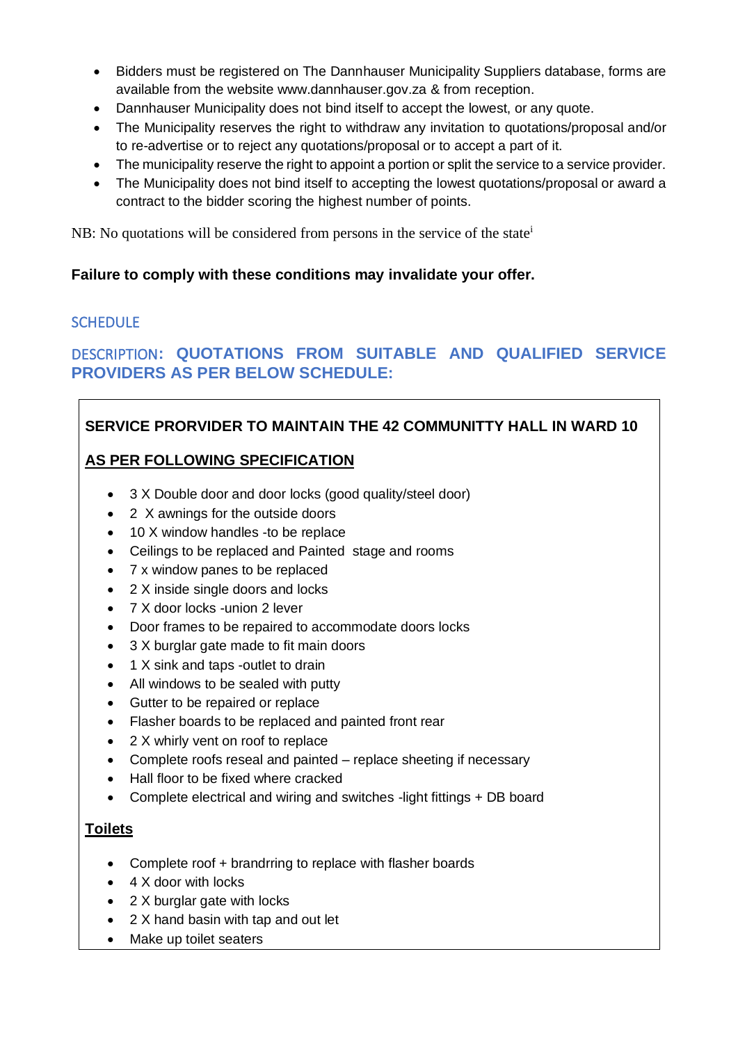- Bidders must be registered on The Dannhauser Municipality Suppliers database, forms are available from the website www.dannhauser.gov.za & from reception.
- Dannhauser Municipality does not bind itself to accept the lowest, or any quote.
- The Municipality reserves the right to withdraw any invitation to quotations/proposal and/or to re-advertise or to reject any quotations/proposal or to accept a part of it.
- The municipality reserve the right to appoint a portion or split the service to a service provider.
- The Municipality does not bind itself to accepting the lowest quotations/proposal or award a contract to the bidder scoring the highest number of points.

NB: No quotations will be considered from persons in the service of the state[i]

**Failure to comply with these conditions may invalidate your offer.**

## SCHEDULE

## DESCRIPTION: QUOTATIONS FROM SUITABLE AND QUALIFIED SERVICE PROVIDERS AS PER BELOW SCHEDULE:

**SERVICE PRORVIDER TO MAINTAIN THE 42 COMMUNITTY HALL IN WARD 10**

**AS PER FOLLOWING SPECIFICATION**

- 3 X Double door and door locks (good quality/steel door)
- 2 X awnings for the outside doors
- 10 X window handles -to be replace
- Ceilings to be replaced and Painted stage and rooms
- 7 x window panes to be replaced
- 2 X inside single doors and locks
- 7 X door locks -union 2 lever
- Door frames to be repaired to accommodate doors locks
- 3 X burglar gate made to fit main doors
- 1 X sink and taps -outlet to drain
- All windows to be sealed with putty
- Gutter to be repaired or replace
- Flasher boards to be replaced and painted front rear
- 2 X whirly vent on roof to replace
- Complete roofs reseal and painted – replace sheeting if necessary
- Hall floor to be fixed where cracked
- Complete electrical and wiring and switches -light fittings + DB board

**Toilets**

- Complete roof + brandrring to replace with flasher boards
- 4 X door with locks
- 2 X burglar gate with locks
- 2 X hand basin with tap and out let
- Make up toilet seaters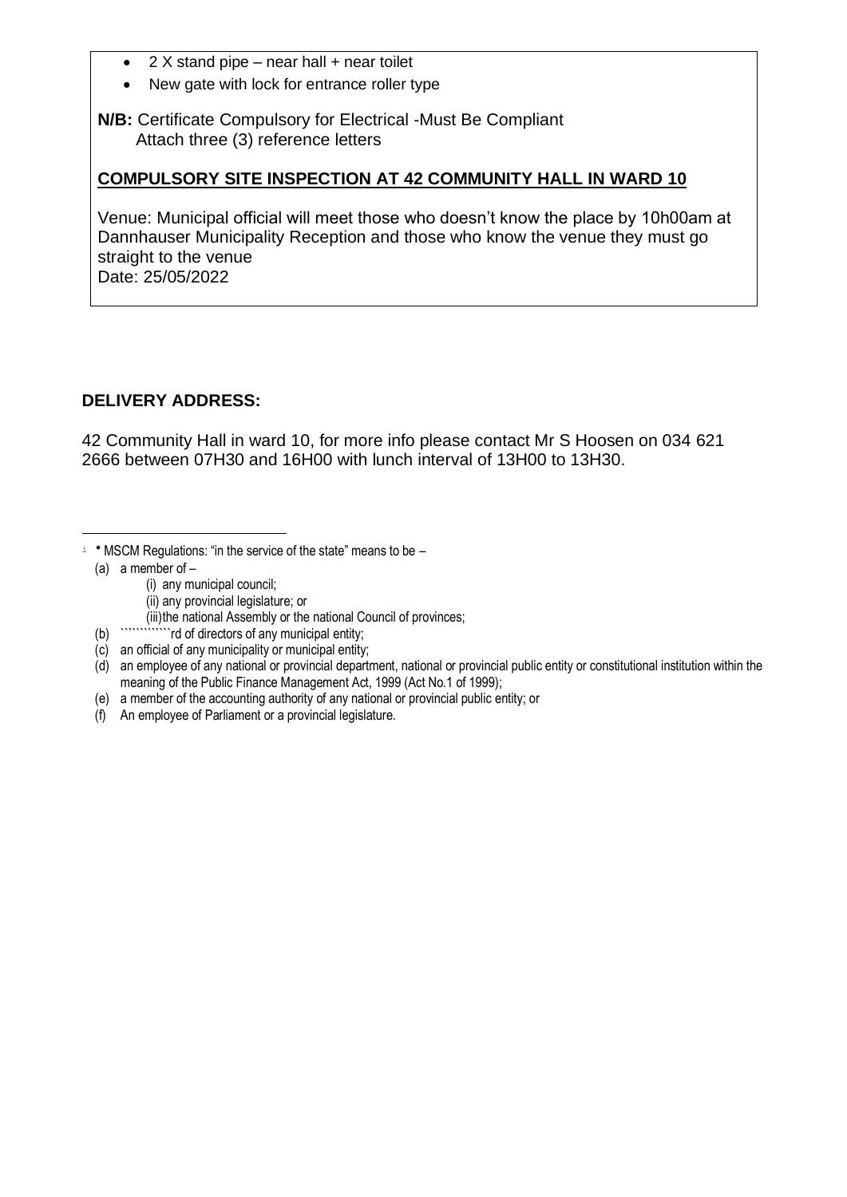- 2 X stand pipe – near hall + near toilet
- New gate with lock for entrance roller type

**N/B:** Certificate Compulsory for Electrical -Must Be Compliant
Attach three (3) reference letters

**COMPULSORY SITE INSPECTION AT 42 COMMUNITY HALL IN WARD 10**

Venue: Municipal official will meet those who doesn't know the place by 10h00am at Dannhauser Municipality Reception and those who know the venue they must go straight to the venue
Date: 25/05/2022

**DELIVERY ADDRESS:**

42 Community Hall in ward 10, for more info please contact Mr S Hoosen on 034 621 2666 between 07H30 and 16H00 with lunch interval of 13H00 to 13H30.

---

[i] • MSCM Regulations: "in the service of the state" means to be –

(a) a member of –
  (i) any municipal council;
  (ii) any provincial legislature; or
  (iii) the national Assembly or the national Council of provinces;

(b) ````````````rd of directors of any municipal entity;

(c) an official of any municipality or municipal entity;

(d) an employee of any national or provincial department, national or provincial public entity or constitutional institution within the meaning of the Public Finance Management Act, 1999 (Act No.1 of 1999);

(e) a member of the accounting authority of any national or provincial public entity; or

(f) An employee of Parliament or a provincial legislature.